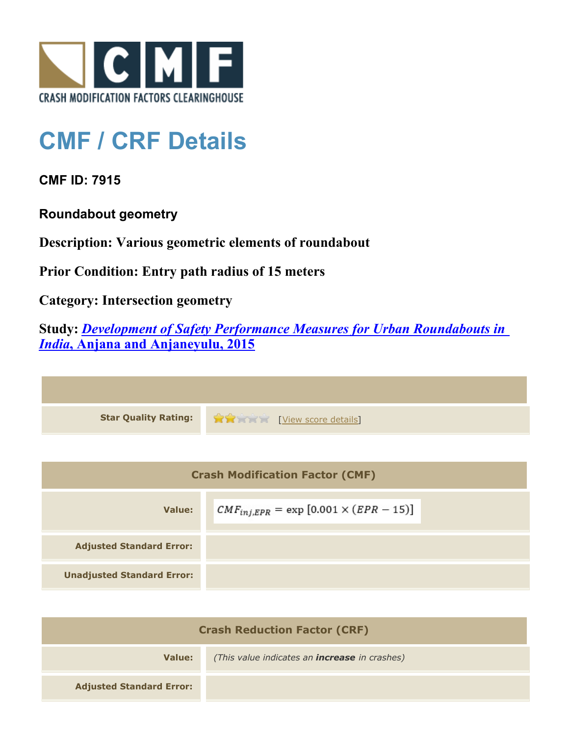# CMF / CRF Details

**CMF ID: 7915**

**Roundabout geometry**

**Description: Various geometric elements of roundabout**

**Prior Condition: Entry path radius of 15 meters**

**Category: Intersection geometry**

**Study: *Development of Safety Performance Measures for Urban Roundabouts in India*, Anjana and Anjaneyulu, 2015**

| | |
|---|---|
| **Star Quality Rating:** | 2 of 5 stars [View score details] |

| **Crash Modification Factor (CMF)** | |
|---|---|
| **Value:** | $CMF_{inj,EPR} = \exp\left[0.001 \times (EPR - 15)\right]$ |
| **Adjusted Standard Error:** | |
| **Unadjusted Standard Error:** | |

| **Crash Reduction Factor (CRF)** | |
|---|---|
| **Value:** | *(This value indicates an **increase** in crashes)* |
| **Adjusted Standard Error:** | |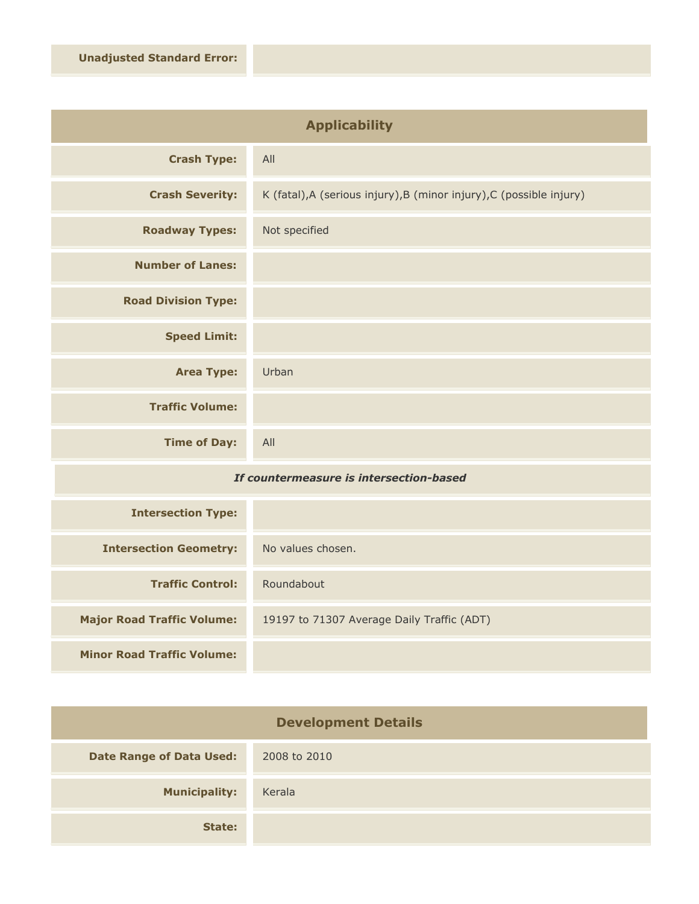| Unadjusted Standard Error: | |
|---|---|

## Applicability

| | |
|---|---|
| **Crash Type:** | All |
| **Crash Severity:** | K (fatal),A (serious injury),B (minor injury),C (possible injury) |
| **Roadway Types:** | Not specified |
| **Number of Lanes:** | |
| **Road Division Type:** | |
| **Speed Limit:** | |
| **Area Type:** | Urban |
| **Traffic Volume:** | |
| **Time of Day:** | All |

***If countermeasure is intersection-based***

| | |
|---|---|
| **Intersection Type:** | |
| **Intersection Geometry:** | No values chosen. |
| **Traffic Control:** | Roundabout |
| **Major Road Traffic Volume:** | 19197 to 71307 Average Daily Traffic (ADT) |
| **Minor Road Traffic Volume:** | |

## Development Details

| | |
|---|---|
| **Date Range of Data Used:** | 2008 to 2010 |
| **Municipality:** | Kerala |
| **State:** | |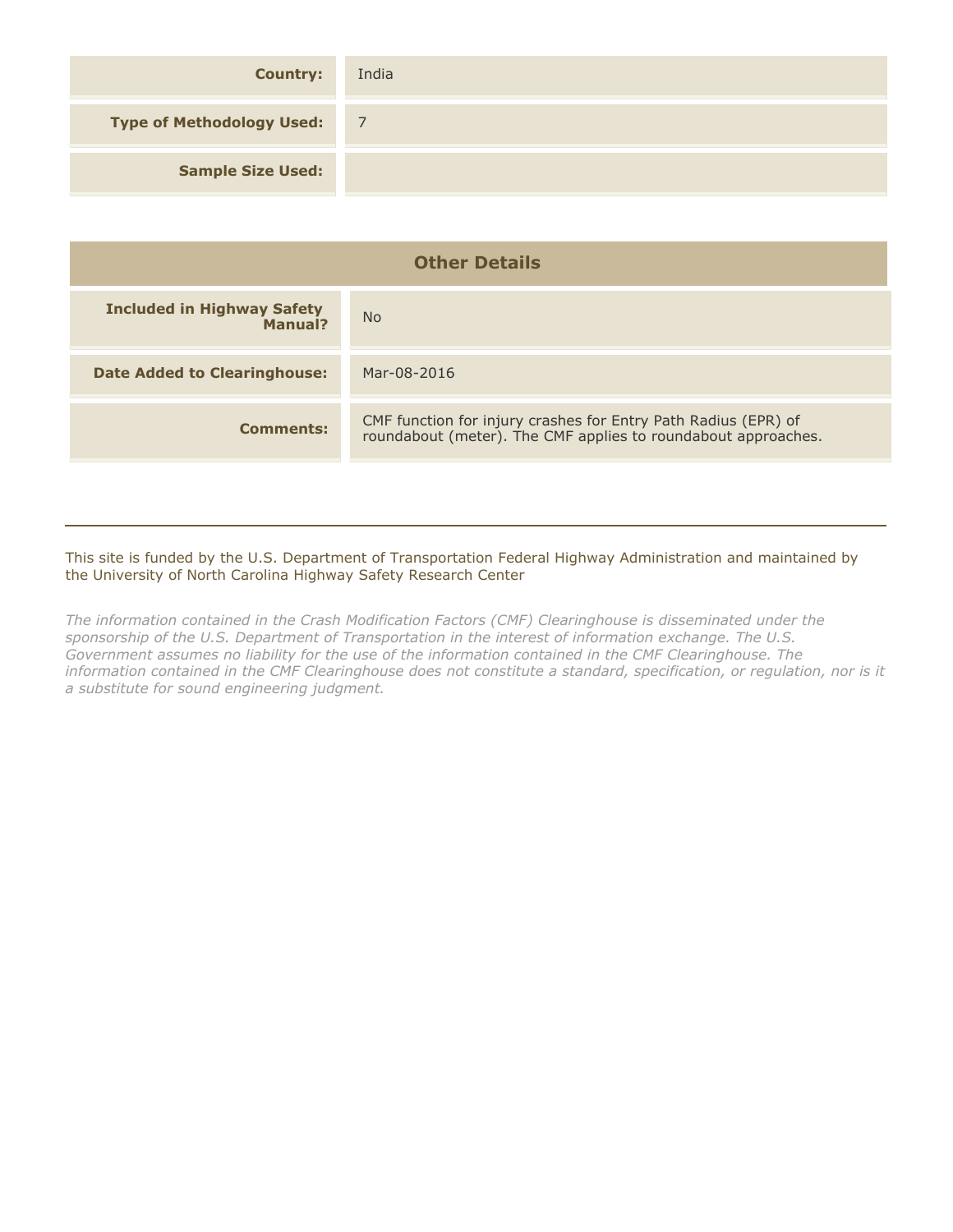| | |
|---|---|
| **Country:** | India |
| **Type of Methodology Used:** | 7 |
| **Sample Size Used:** | |

## Other Details

| | |
|---|---|
| **Included in Highway Safety Manual?** | No |
| **Date Added to Clearinghouse:** | Mar-08-2016 |
| **Comments:** | CMF function for injury crashes for Entry Path Radius (EPR) of roundabout (meter). The CMF applies to roundabout approaches. |

---

This site is funded by the U.S. Department of Transportation Federal Highway Administration and maintained by the University of North Carolina Highway Safety Research Center

*The information contained in the Crash Modification Factors (CMF) Clearinghouse is disseminated under the sponsorship of the U.S. Department of Transportation in the interest of information exchange. The U.S. Government assumes no liability for the use of the information contained in the CMF Clearinghouse. The information contained in the CMF Clearinghouse does not constitute a standard, specification, or regulation, nor is it a substitute for sound engineering judgment.*